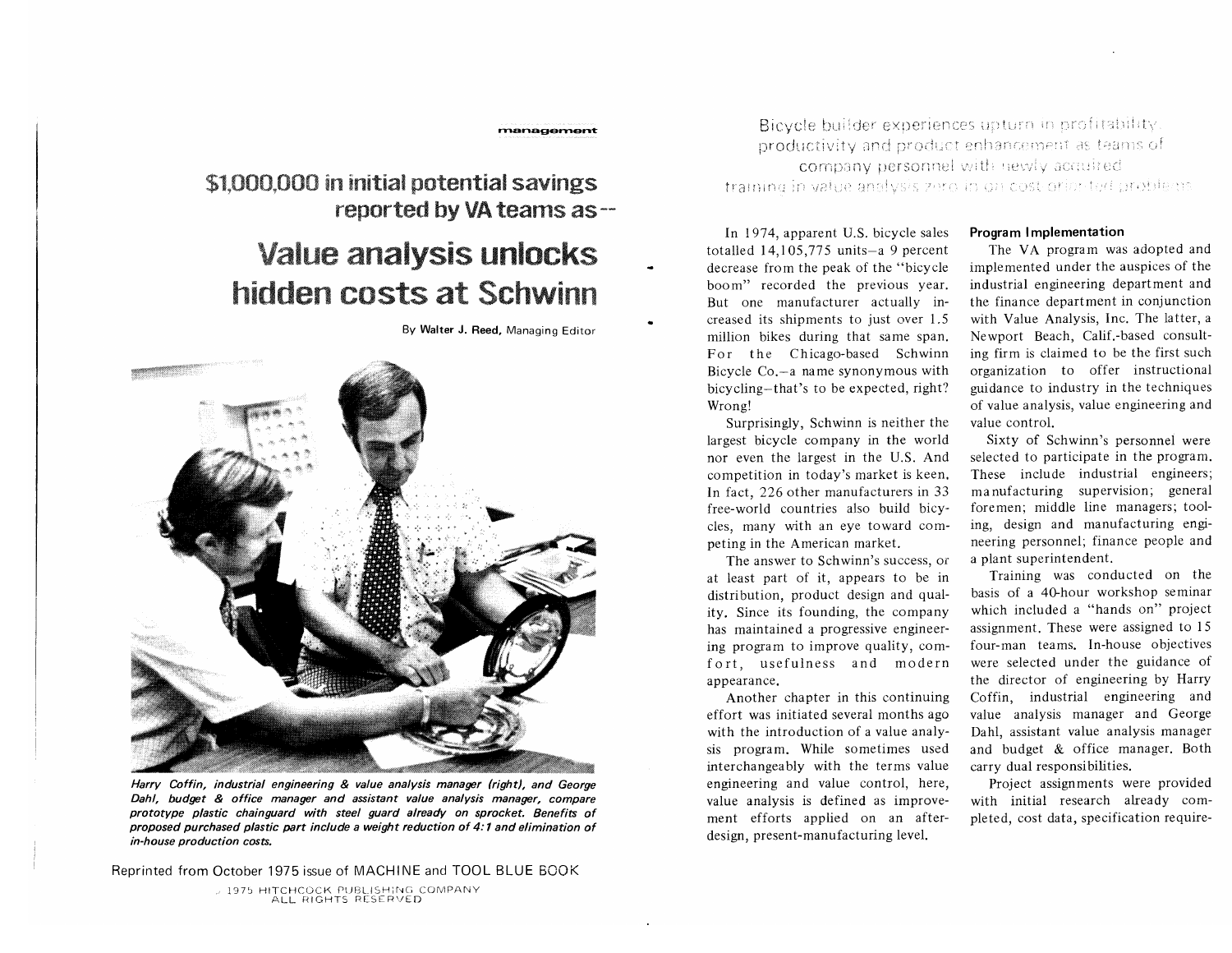management

## $1,000,000 in initial potential savings reported by VA teams as--

# Value analysis unlocks hidden costs at Schwinn

By **Walter J. Reed**, Managing Editor

*Harry Coffin, industrial engineering & value analysis manager (right), and George Dahl, budget & office manager and assistant value analysis manager, compare prototype plastic chainguard with steel guard already on sprocket. Benefits of proposed purchased plastic part include a weight reduction of 4:1 and elimination of in-house production costs.*

Reprinted from October 1975 issue of MACHINE and TOOL BLUE BOOK

© 1975 HITCHCOCK PUBLISHING COMPANY ALL RIGHTS RESERVED

Bicycle builder experiences upturn in profitability, productivity and product enhancement as teams of company personnel with newly acquired training in value analysis zero in on cost oriented problems

In 1974, apparent U.S. bicycle sales totalled 14,105,775 units—a 9 percent decrease from the peak of the "bicycle boom" recorded the previous year. But one manufacturer actually increased its shipments to just over 1.5 million bikes during that same span. For the Chicago-based Schwinn Bicycle Co.—a name synonymous with bicycling—that's to be expected, right? Wrong!

Surprisingly, Schwinn is neither the largest bicycle company in the world nor even the largest in the U.S. And competition in today's market is keen. In fact, 226 other manufacturers in 33 free-world countries also build bicycles, many with an eye toward competing in the American market.

The answer to Schwinn's success, or at least part of it, appears to be in distribution, product design and quality. Since its founding, the company has maintained a progressive engineering program to improve quality, comfort, usefulness and modern appearance.

Another chapter in this continuing effort was initiated several months ago with the introduction of a value analysis program. While sometimes used interchangeably with the terms value engineering and value control, here, value analysis is defined as improvement efforts applied on an after-design, present-manufacturing level.

### Program Implementation

The VA program was adopted and implemented under the auspices of the industrial engineering department and the finance department in conjunction with Value Analysis, Inc. The latter, a Newport Beach, Calif.-based consulting firm is claimed to be the first such organization to offer instructional guidance to industry in the techniques of value analysis, value engineering and value control.

Sixty of Schwinn's personnel were selected to participate in the program. These include industrial engineers; manufacturing supervision; general foremen; middle line managers; tooling, design and manufacturing engineering personnel; finance people and a plant superintendent.

Training was conducted on the basis of a 40-hour workshop seminar which included a "hands on" project assignment. These were assigned to 15 four-man teams. In-house objectives were selected under the guidance of the director of engineering by Harry Coffin, industrial engineering and value analysis manager and George Dahl, assistant value analysis manager and budget & office manager. Both carry dual responsibilities.

Project assignments were provided with initial research already completed, cost data, specification require-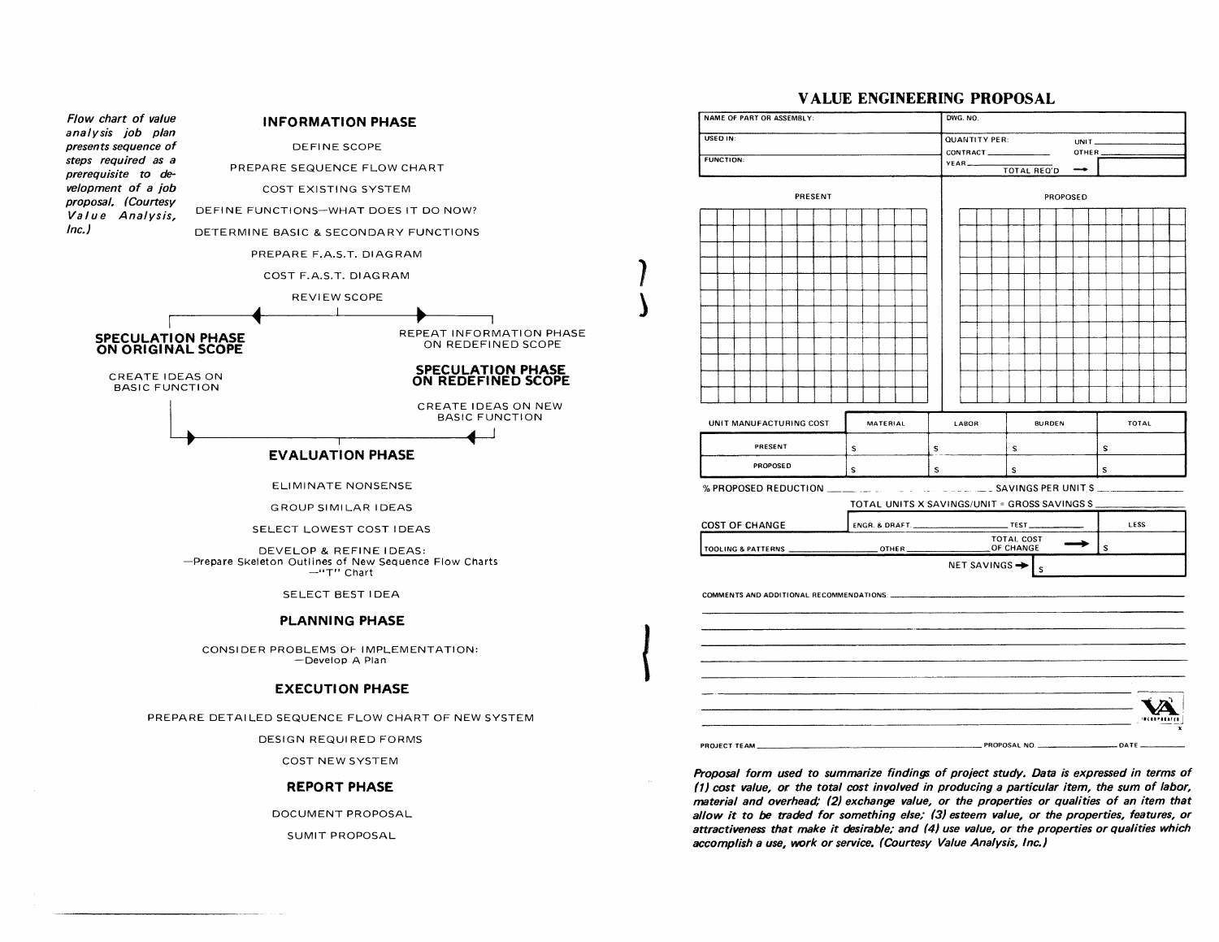*Flow chart of value analysis job plan presents sequence of steps required as a prerequisite to development of a job proposal. (Courtesy Value Analysis, Inc.)*

### INFORMATION PHASE

DEFINE SCOPE

PREPARE SEQUENCE FLOW CHART

COST EXISTING SYSTEM

DEFINE FUNCTIONS—WHAT DOES IT DO NOW?

DETERMINE BASIC & SECONDARY FUNCTIONS

PREPARE F.A.S.T. DIAGRAM

COST F.A.S.T. DIAGRAM

REVIEW SCOPE

### SPECULATION PHASE ON ORIGINAL SCOPE

CREATE IDEAS ON BASIC FUNCTION

REPEAT INFORMATION PHASE ON REDEFINED SCOPE

### SPECULATION PHASE ON REDEFINED SCOPE

CREATE IDEAS ON NEW BASIC FUNCTION

### EVALUATION PHASE

ELIMINATE NONSENSE

GROUP SIMILAR IDEAS

SELECT LOWEST COST IDEAS

DEVELOP & REFINE IDEAS:
—Prepare Skeleton Outlines of New Sequence Flow Charts
—"T" Chart

SELECT BEST IDEA

### PLANNING PHASE

CONSIDER PROBLEMS OF IMPLEMENTATION:
—Develop A Plan

### EXECUTION PHASE

PREPARE DETAILED SEQUENCE FLOW CHART OF NEW SYSTEM

DESIGN REQUIRED FORMS

COST NEW SYSTEM

### REPORT PHASE

DOCUMENT PROPOSAL

SUMIT PROPOSAL

## VALUE ENGINEERING PROPOSAL

| NAME OF PART OR ASSEMBLY: | DWG. NO. |
|---|---|
| USED IN: | QUANTITY PER: CONTRACT ____ YEAR ____ UNIT ____ OTHER ____ |
| FUNCTION: | TOTAL REQ'D → |

PRESENT | PROPOSED

| UNIT MANUFACTURING COST | MATERIAL | LABOR | BURDEN | TOTAL |
|---|---|---|---|---|
| PRESENT | $ | $ | $ | $ |
| PROPOSED | $ | $ | $ | $ |

% PROPOSED REDUCTION ____ SAVINGS PER UNIT $ ____

TOTAL UNITS X SAVINGS/UNIT = GROSS SAVINGS $ ____

| COST OF CHANGE | ENGR. & DRAFT ____ TEST ____ | LESS |
|---|---|---|
| TOOLING & PATTERNS ____ | OTHER ____ TOTAL COST OF CHANGE → | $ |
| | NET SAVINGS → | $ |

COMMENTS AND ADDITIONAL RECOMMENDATIONS: ____

PROJECT TEAM ____ PROPOSAL NO. ____ DATE ____

*Proposal form used to summarize findings of project study. Data is expressed in terms of (1) cost value, or the total cost involved in producing a particular item, the sum of labor, material and overhead; (2) exchange value, or the properties or qualities of an item that allow it to be traded for something else; (3) esteem value, or the properties, features, or attractiveness that make it desirable; and (4) use value, or the properties or qualities which accomplish a use, work or service. (Courtesy Value Analysis, Inc.)*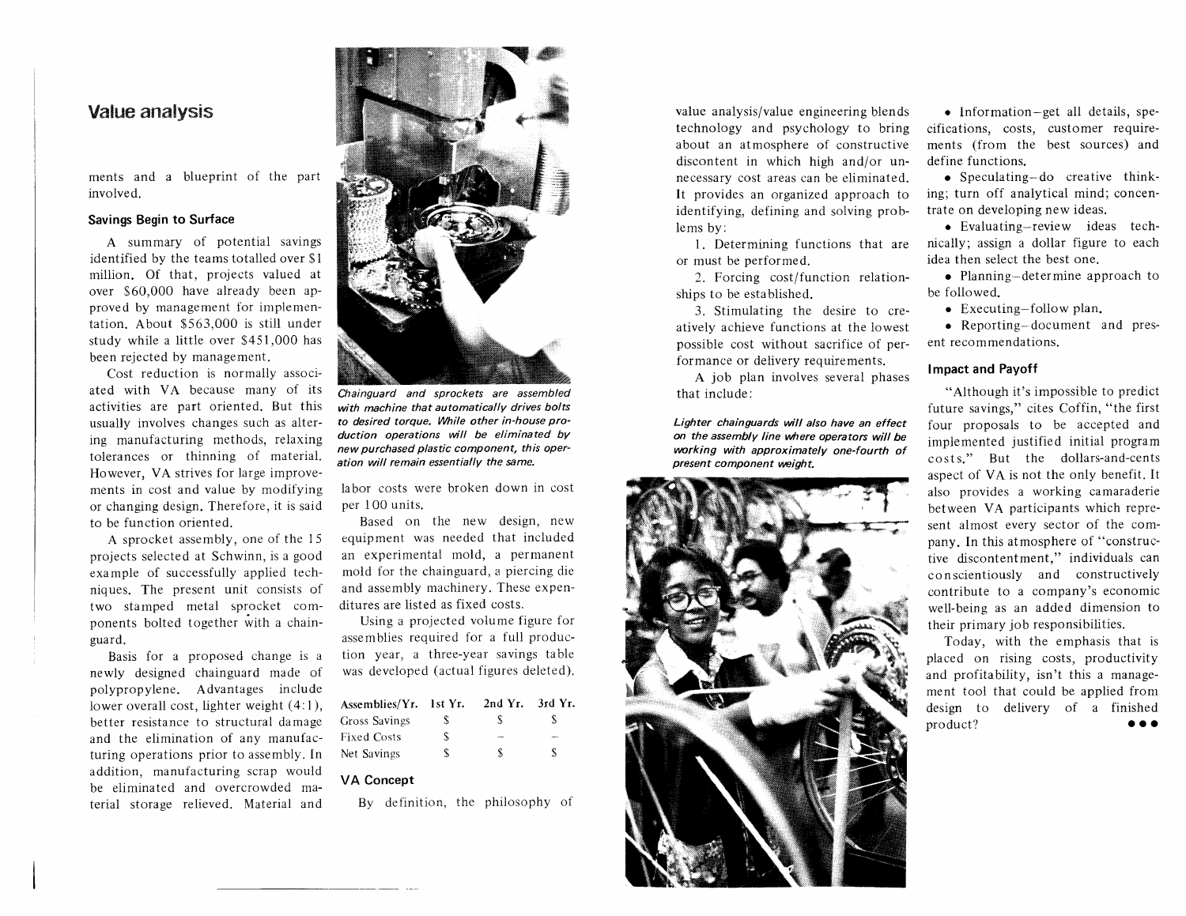ments and a blueprint of the part involved.

### Savings Begin to Surface

A summary of potential savings identified by the teams totalled over $1 million. Of that, projects valued at over $60,000 have already been approved by management for implementation. About $563,000 is still under study while a little over $451,000 has been rejected by management.

Cost reduction is normally associated with VA because many of its activities are part oriented. But this usually involves changes such as altering manufacturing methods, relaxing tolerances or thinning of material. However, VA strives for large improvements in cost and value by modifying or changing design. Therefore, it is said to be function oriented.

A sprocket assembly, one of the 15 projects selected at Schwinn, is a good example of successfully applied techniques. The present unit consists of two stamped metal sprocket components bolted together with a chainguard.

Basis for a proposed change is a newly designed chainguard made of polypropylene. Advantages include lower overall cost, lighter weight (4:1), better resistance to structural damage and the elimination of any manufacturing operations prior to assembly. In addition, manufacturing scrap would be eliminated and overcrowded material storage relieved. Material and labor costs were broken down in cost per 100 units.

*Chainguard and sprockets are assembled with machine that automatically drives bolts to desired torque. While other in-house production operations will be eliminated by new purchased plastic component, this operation will remain essentially the same.*

Based on the new design, new equipment was needed that included an experimental mold, a permanent mold for the chainguard, a piercing die and assembly machinery. These expenditures are listed as fixed costs.

Using a projected volume figure for assemblies required for a full production year, a three-year savings table was developed (actual figures deleted).

| Assemblies/Yr. | 1st Yr. | 2nd Yr. | 3rd Yr. |
|---|---|---|---|
| Gross Savings | $ | $ | $ |
| Fixed Costs | $ | – | – |
| Net Savings | $ | $ | $ |

### VA Concept

By definition, the philosophy of value analysis/value engineering blends technology and psychology to bring about an atmosphere of constructive discontent in which high and/or unnecessary cost areas can be eliminated. It provides an organized approach to identifying, defining and solving problems by:

1. Determining functions that are or must be performed.
2. Forcing cost/function relationships to be established.
3. Stimulating the desire to creatively achieve functions at the lowest possible cost without sacrifice of performance or delivery requirements.

A job plan involves several phases that include:

*Lighter chainguards will also have an effect on the assembly line where operators will be working with approximately one-fourth of present component weight.*

- Information–get all details, specifications, costs, customer requirements (from the best sources) and define functions.
- Speculating–do creative thinking; turn off analytical mind; concentrate on developing new ideas.
- Evaluating–review ideas technically; assign a dollar figure to each idea then select the best one.
- Planning–determine approach to be followed.
- Executing–follow plan.
- Reporting–document and present recommendations.

### Impact and Payoff

"Although it's impossible to predict future savings," cites Coffin, "the first four proposals to be accepted and implemented justified initial program costs." But the dollars-and-cents aspect of VA is not the only benefit. It also provides a working camaraderie between VA participants which represent almost every sector of the company. In this atmosphere of "constructive discontentment," individuals can conscientiously and constructively contribute to a company's economic well-being as an added dimension to their primary job responsibilities.

Today, with the emphasis that is placed on rising costs, productivity and profitability, isn't this a management tool that could be applied from design to delivery of a finished product? ●●●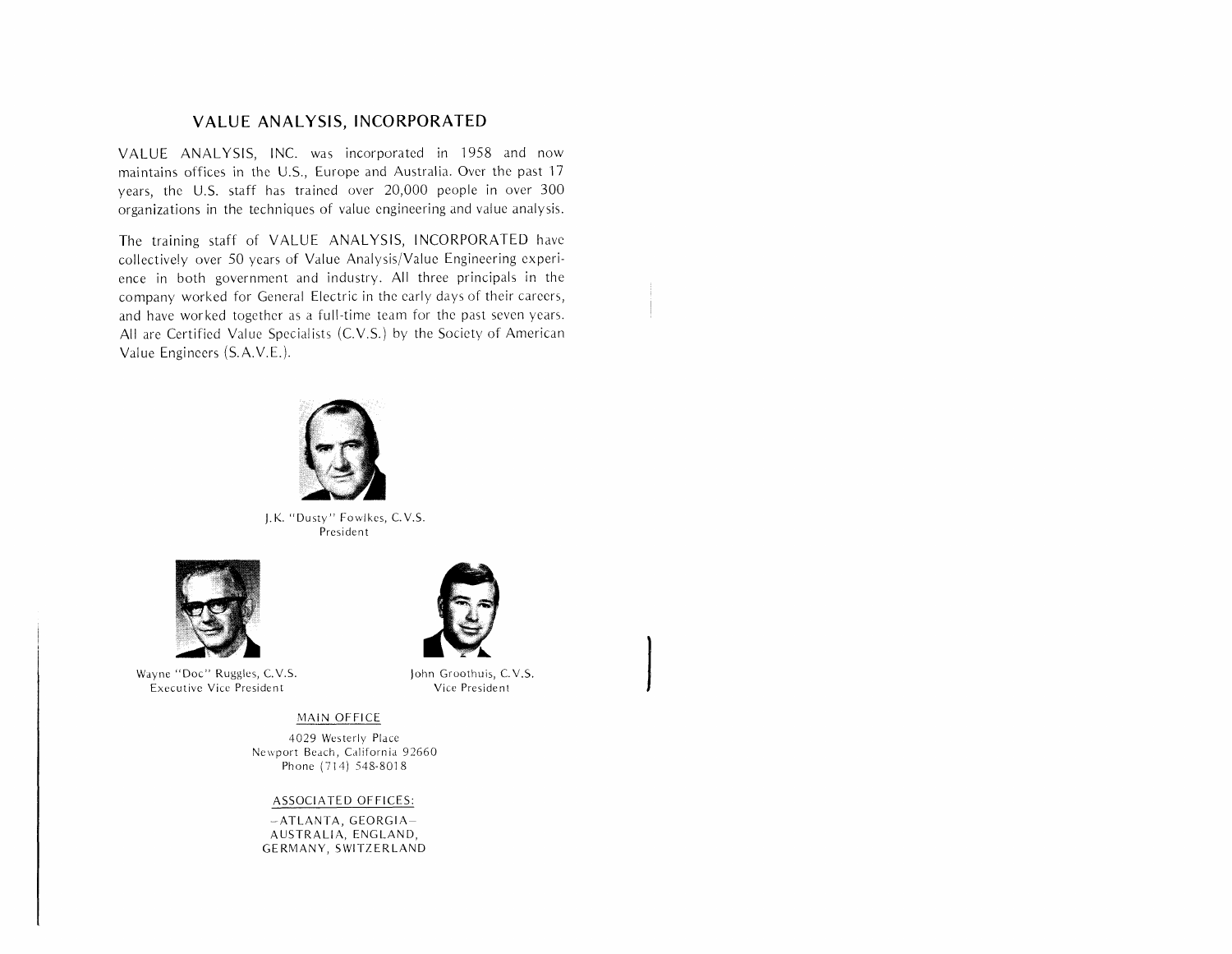## VALUE ANALYSIS, INCORPORATED

VALUE ANALYSIS, INC. was incorporated in 1958 and now maintains offices in the U.S., Europe and Australia. Over the past 17 years, the U.S. staff has trained over 20,000 people in over 300 organizations in the techniques of value engineering and value analysis.

The training staff of VALUE ANALYSIS, INCORPORATED have collectively over 50 years of Value Analysis/Value Engineering experience in both government and industry. All three principals in the company worked for General Electric in the early days of their careers, and have worked together as a full-time team for the past seven years. All are Certified Value Specialists (C.V.S.) by the Society of American Value Engineers (S.A.V.E.).

J.K. "Dusty" Fowlkes, C.V.S.
President

Wayne "Doc" Ruggles, C.V.S.
Executive Vice President

John Groothuis, C.V.S.
Vice President

MAIN OFFICE

4029 Westerly Place
Newport Beach, California 92660
Phone (714) 548-8018

ASSOCIATED OFFICES:

–ATLANTA, GEORGIA–
AUSTRALIA, ENGLAND,
GERMANY, SWITZERLAND